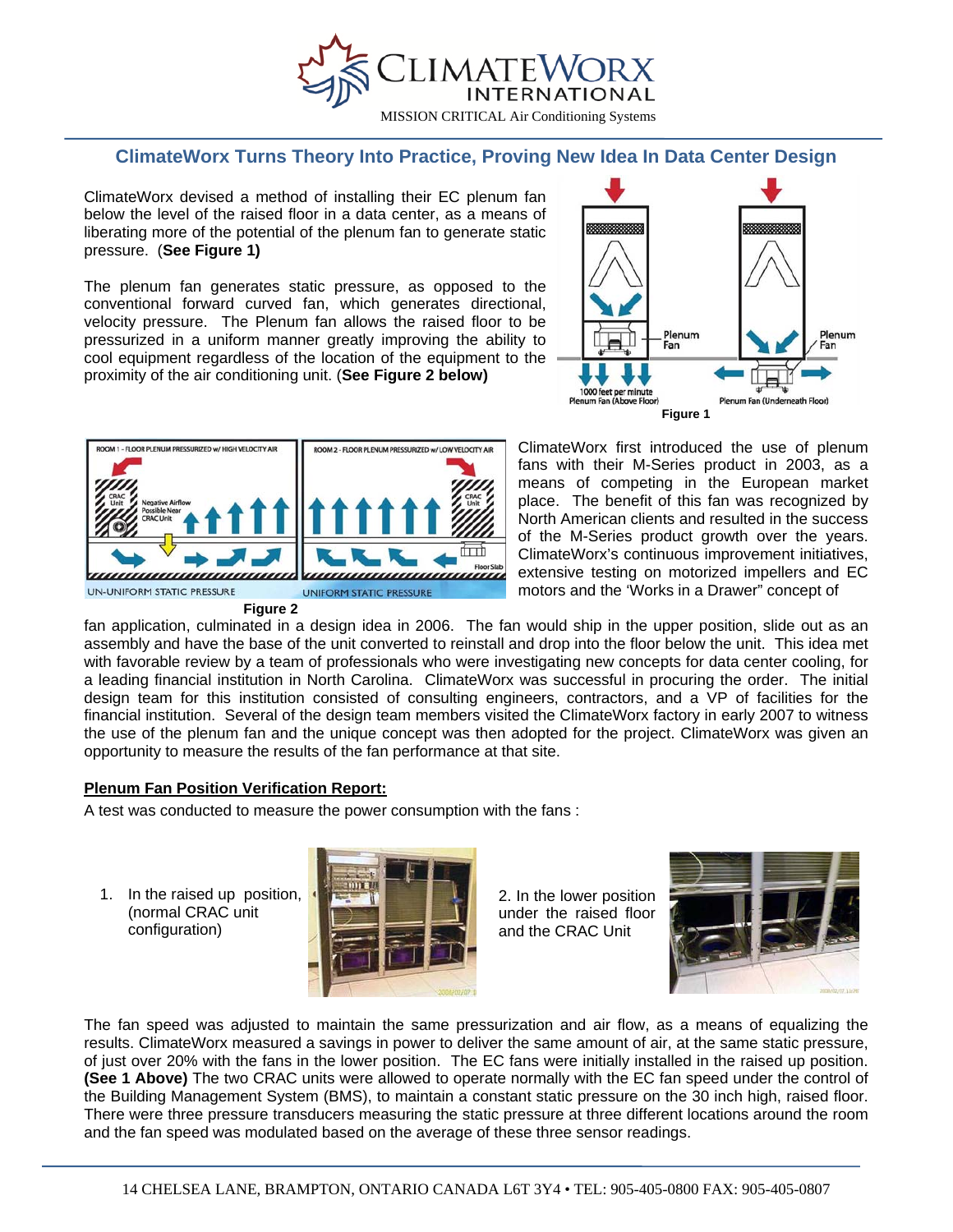# ClimateWorx International

MISSION CRITICAL Air Conditioning Systems

## ClimateWorx Turns Theory Into Practice, Proving New Idea In Data Center Design

ClimateWorx devised a method of installing their EC plenum fan below the level of the raised floor in a data center, as a means of liberating more of the potential of the plenum fan to generate static pressure. (**See Figure 1)**

The plenum fan generates static pressure, as opposed to the conventional forward curved fan, which generates directional, velocity pressure. The Plenum fan allows the raised floor to be pressurized in a uniform manner greatly improving the ability to cool equipment regardless of the location of the equipment to the proximity of the air conditioning unit. (**See Figure 2 below)**

**Figure 1**

**Figure 2**

ClimateWorx first introduced the use of plenum fans with their M-Series product in 2003, as a means of competing in the European market place. The benefit of this fan was recognized by North American clients and resulted in the success of the M-Series product growth over the years. ClimateWorx's continuous improvement initiatives, extensive testing on motorized impellers and EC motors and the 'Works in a Drawer" concept of fan application, culminated in a design idea in 2006. The fan would ship in the upper position, slide out as an assembly and have the base of the unit converted to reinstall and drop into the floor below the unit. This idea met with favorable review by a team of professionals who were investigating new concepts for data center cooling, for a leading financial institution in North Carolina. ClimateWorx was successful in procuring the order. The initial design team for this institution consisted of consulting engineers, contractors, and a VP of facilities for the financial institution. Several of the design team members visited the ClimateWorx factory in early 2007 to witness the use of the plenum fan and the unique concept was then adopted for the project. ClimateWorx was given an opportunity to measure the results of the fan performance at that site.

### Plenum Fan Position Verification Report:

A test was conducted to measure the power consumption with the fans :

1. In the raised up position, (normal CRAC unit configuration)
2. In the lower position under the raised floor and the CRAC Unit

The fan speed was adjusted to maintain the same pressurization and air flow, as a means of equalizing the results. ClimateWorx measured a savings in power to deliver the same amount of air, at the same static pressure, of just over 20% with the fans in the lower position. The EC fans were initially installed in the raised up position. **(See 1 Above)** The two CRAC units were allowed to operate normally with the EC fan speed under the control of the Building Management System (BMS), to maintain a constant static pressure on the 30 inch high, raised floor. There were three pressure transducers measuring the static pressure at three different locations around the room and the fan speed was modulated based on the average of these three sensor readings.

14 CHELSEA LANE, BRAMPTON, ONTARIO CANADA L6T 3Y4 • TEL: 905-405-0800 FAX: 905-405-0807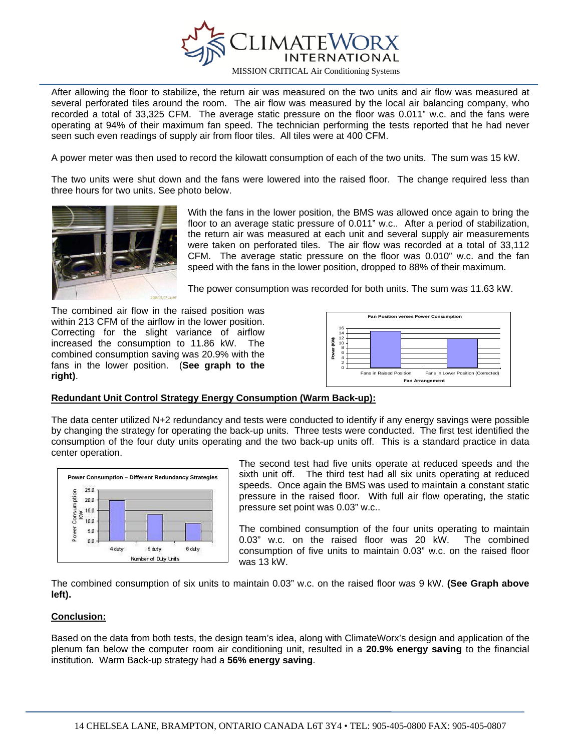After allowing the floor to stabilize, the return air was measured on the two units and air flow was measured at several perforated tiles around the room. The air flow was measured by the local air balancing company, who recorded a total of 33,325 CFM. The average static pressure on the floor was 0.011" w.c. and the fans were operating at 94% of their maximum fan speed. The technician performing the tests reported that he had never seen such even readings of supply air from floor tiles. All tiles were at 400 CFM.

A power meter was then used to record the kilowatt consumption of each of the two units. The sum was 15 kW.

The two units were shut down and the fans were lowered into the raised floor. The change required less than three hours for two units. See photo below.

With the fans in the lower position, the BMS was allowed once again to bring the floor to an average static pressure of 0.011" w.c.. After a period of stabilization, the return air was measured at each unit and several supply air measurements were taken on perforated tiles. The air flow was recorded at a total of 33,112 CFM. The average static pressure on the floor was 0.010" w.c. and the fan speed with the fans in the lower position, dropped to 88% of their maximum.

The power consumption was recorded for both units. The sum was 11.63 kW.

The combined air flow in the raised position was within 213 CFM of the airflow in the lower position. Correcting for the slight variance of airflow increased the consumption to 11.86 kW. The combined consumption saving was 20.9% with the fans in the lower position. (**See graph to the right**).

Fan Position verses Power Consumption

Power (KW)

0
2
4
6
8
10
12
14
16

Fans in Raised Position
Fans in Lower Position (Corrected)

Fan Arrangement

## Redundant Unit Control Strategy Energy Consumption (Warm Back-up):

The data center utilized N+2 redundancy and tests were conducted to identify if any energy savings were possible by changing the strategy for operating the back-up units. Three tests were conducted. The first test identified the consumption of the four duty units operating and the two back-up units off. This is a standard practice in data center operation.

Power Consumption – Different Redundancy Strategies

Power Consumption KW

0.0
5.0
10.0
15.0
20.0
25.0

4 duty
5 duty
6 duty

Number of Duty Units

The second test had five units operate at reduced speeds and the sixth unit off. The third test had all six units operating at reduced speeds. Once again the BMS was used to maintain a constant static pressure in the raised floor. With full air flow operating, the static pressure set point was 0.03" w.c..

The combined consumption of the four units operating to maintain 0.03" w.c. on the raised floor was 20 kW. The combined consumption of five units to maintain 0.03" w.c. on the raised floor was 13 kW.

The combined consumption of six units to maintain 0.03" w.c. on the raised floor was 9 kW. **(See Graph above left).**

## Conclusion:

Based on the data from both tests, the design team's idea, along with ClimateWorx's design and application of the plenum fan below the computer room air conditioning unit, resulted in a **20.9% energy saving** to the financial institution. Warm Back-up strategy had a **56% energy saving**.